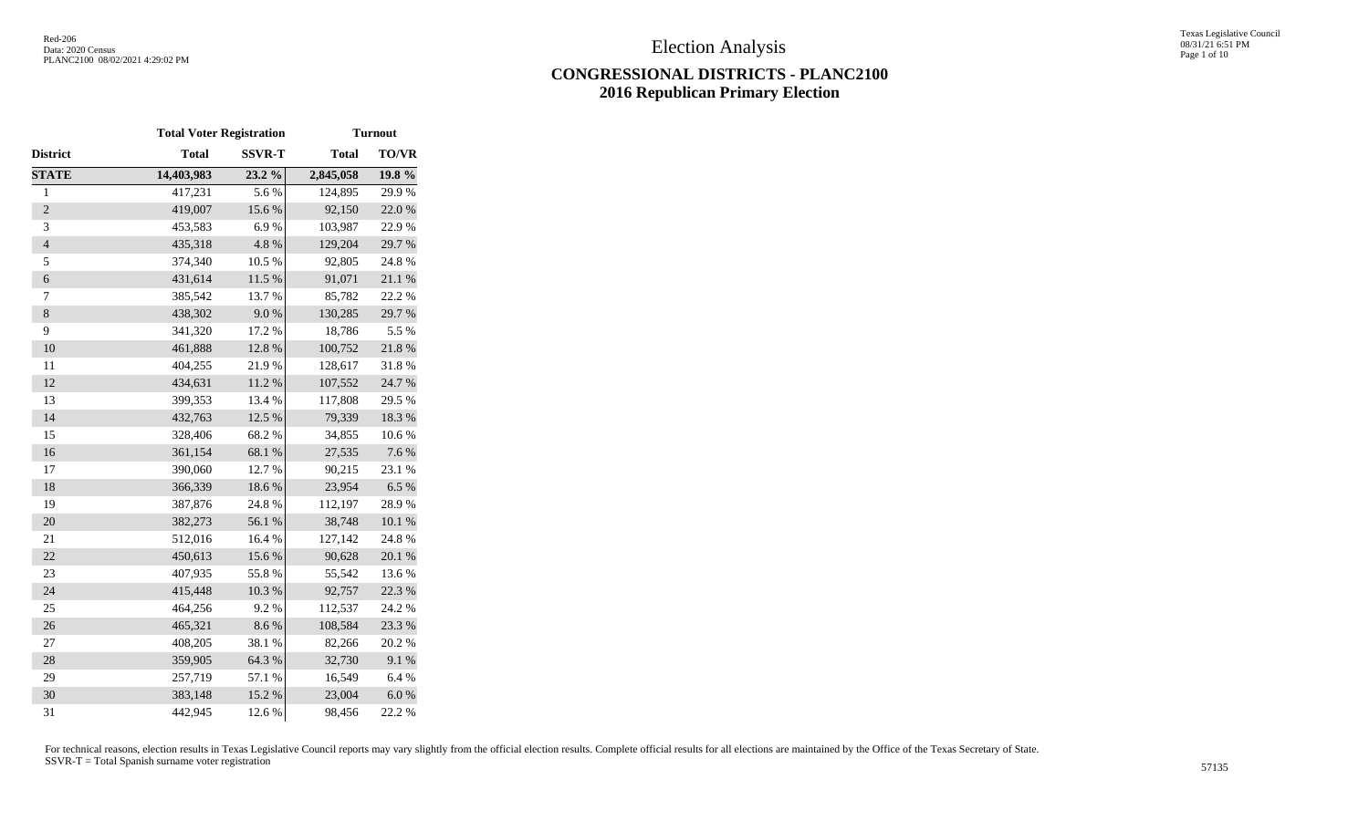Red-206
Data: 2020 Census
PLANC2100 08/02/2021 4:29:02 PM

# Election Analysis

## CONGRESSIONAL DISTRICTS - PLANC2100
## 2016 Republican Primary Election

| | Total Voter Registration | | Turnout | |
|---|---|---|---|---|
| **District** | **Total** | **SSVR-T** | **Total** | **TO/VR** |
| **STATE** | **14,403,983** | **23.2 %** | **2,845,058** | **19.8 %** |
| 1 | 417,231 | 5.6 % | 124,895 | 29.9 % |
| 2 | 419,007 | 15.6 % | 92,150 | 22.0 % |
| 3 | 453,583 | 6.9 % | 103,987 | 22.9 % |
| 4 | 435,318 | 4.8 % | 129,204 | 29.7 % |
| 5 | 374,340 | 10.5 % | 92,805 | 24.8 % |
| 6 | 431,614 | 11.5 % | 91,071 | 21.1 % |
| 7 | 385,542 | 13.7 % | 85,782 | 22.2 % |
| 8 | 438,302 | 9.0 % | 130,285 | 29.7 % |
| 9 | 341,320 | 17.2 % | 18,786 | 5.5 % |
| 10 | 461,888 | 12.8 % | 100,752 | 21.8 % |
| 11 | 404,255 | 21.9 % | 128,617 | 31.8 % |
| 12 | 434,631 | 11.2 % | 107,552 | 24.7 % |
| 13 | 399,353 | 13.4 % | 117,808 | 29.5 % |
| 14 | 432,763 | 12.5 % | 79,339 | 18.3 % |
| 15 | 328,406 | 68.2 % | 34,855 | 10.6 % |
| 16 | 361,154 | 68.1 % | 27,535 | 7.6 % |
| 17 | 390,060 | 12.7 % | 90,215 | 23.1 % |
| 18 | 366,339 | 18.6 % | 23,954 | 6.5 % |
| 19 | 387,876 | 24.8 % | 112,197 | 28.9 % |
| 20 | 382,273 | 56.1 % | 38,748 | 10.1 % |
| 21 | 512,016 | 16.4 % | 127,142 | 24.8 % |
| 22 | 450,613 | 15.6 % | 90,628 | 20.1 % |
| 23 | 407,935 | 55.8 % | 55,542 | 13.6 % |
| 24 | 415,448 | 10.3 % | 92,757 | 22.3 % |
| 25 | 464,256 | 9.2 % | 112,537 | 24.2 % |
| 26 | 465,321 | 8.6 % | 108,584 | 23.3 % |
| 27 | 408,205 | 38.1 % | 82,266 | 20.2 % |
| 28 | 359,905 | 64.3 % | 32,730 | 9.1 % |
| 29 | 257,719 | 57.1 % | 16,549 | 6.4 % |
| 30 | 383,148 | 15.2 % | 23,004 | 6.0 % |
| 31 | 442,945 | 12.6 % | 98,456 | 22.2 % |

For technical reasons, election results in Texas Legislative Council reports may vary slightly from the official election results. Complete official results for all elections are maintained by the Office of the Texas Secretary of State.
SSVR-T = Total Spanish surname voter registration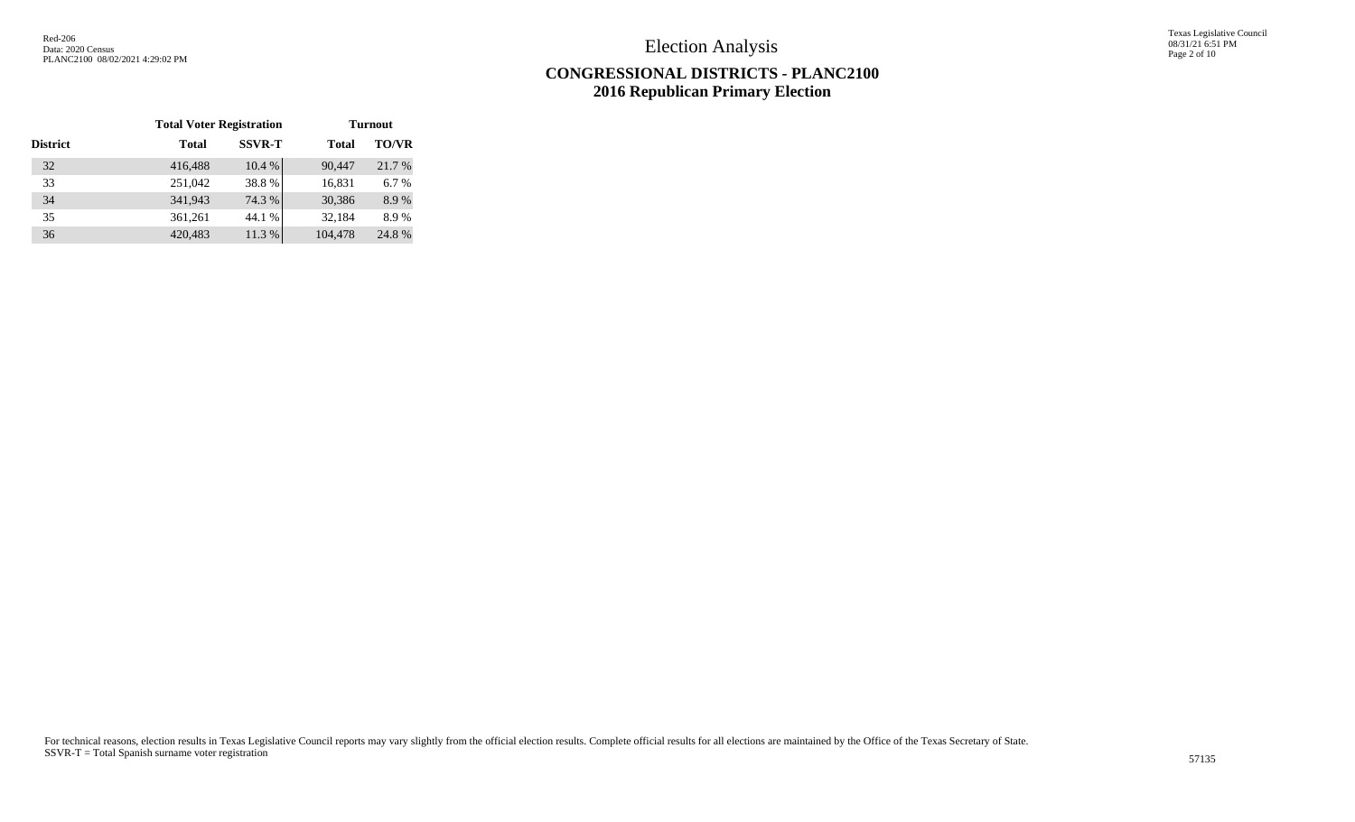# Election Analysis

## CONGRESSIONAL DISTRICTS - PLANC2100
## 2016 Republican Primary Election

| | Total Voter Registration | | Turnout | |
|---|---|---|---|---|
| District | Total | SSVR-T | Total | TO/VR |
| 32 | 416,488 | 10.4 % | 90,447 | 21.7 % |
| 33 | 251,042 | 38.8 % | 16,831 | 6.7 % |
| 34 | 341,943 | 74.3 % | 30,386 | 8.9 % |
| 35 | 361,261 | 44.1 % | 32,184 | 8.9 % |
| 36 | 420,483 | 11.3 % | 104,478 | 24.8 % |

For technical reasons, election results in Texas Legislative Council reports may vary slightly from the official election results. Complete official results for all elections are maintained by the Office of the Texas Secretary of State.
SSVR-T = Total Spanish surname voter registration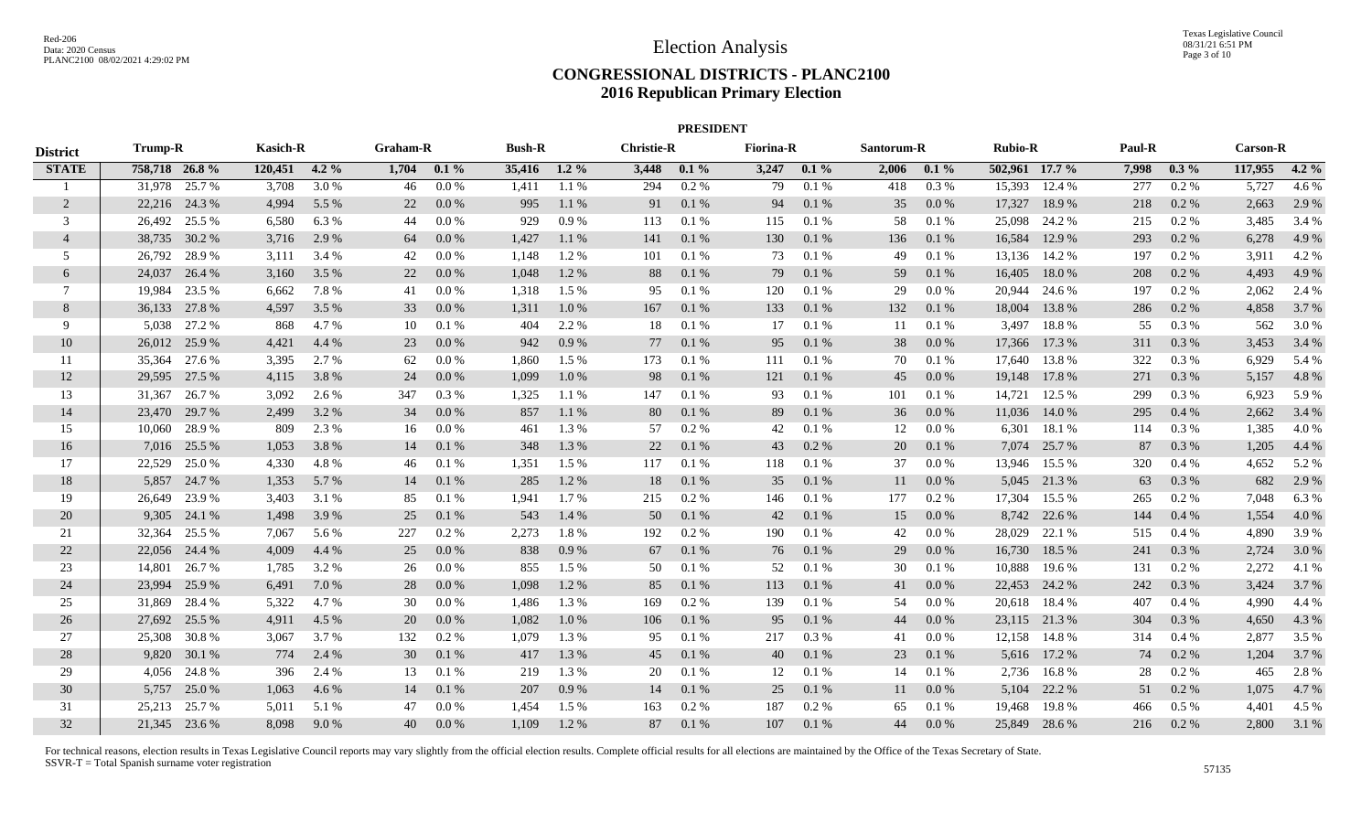# Election Analysis

## CONGRESSIONAL DISTRICTS - PLANC2100
## 2016 Republican Primary Election

Red-206
Data: 2020 Census
PLANC2100 08/02/2021 4:29:02 PM

Texas Legislative Council
08/31/21 6:51 PM

**PRESIDENT**

| District | Trump-R | | Kasich-R | | Graham-R | | Bush-R | | Christie-R | | Fiorina-R | | Santorum-R | | Rubio-R | | Paul-R | | Carson-R | |
|---|---|---|---|---|---|---|---|---|---|---|---|---|---|---|---|---|---|---|---|---|
| **STATE** | **758,718** | **26.8 %** | **120,451** | **4.2 %** | **1,704** | **0.1 %** | **35,416** | **1.2 %** | **3,448** | **0.1 %** | **3,247** | **0.1 %** | **2,006** | **0.1 %** | **502,961** | **17.7 %** | **7,998** | **0.3 %** | **117,955** | **4.2 %** |
| 1 | 31,978 | 25.7 % | 3,708 | 3.0 % | 46 | 0.0 % | 1,411 | 1.1 % | 294 | 0.2 % | 79 | 0.1 % | 418 | 0.3 % | 15,393 | 12.4 % | 277 | 0.2 % | 5,727 | 4.6 % |
| 2 | 22,216 | 24.3 % | 4,994 | 5.5 % | 22 | 0.0 % | 995 | 1.1 % | 91 | 0.1 % | 94 | 0.1 % | 35 | 0.0 % | 17,327 | 18.9 % | 218 | 0.2 % | 2,663 | 2.9 % |
| 3 | 26,492 | 25.5 % | 6,580 | 6.3 % | 44 | 0.0 % | 929 | 0.9 % | 113 | 0.1 % | 115 | 0.1 % | 58 | 0.1 % | 25,098 | 24.2 % | 215 | 0.2 % | 3,485 | 3.4 % |
| 4 | 38,735 | 30.2 % | 3,716 | 2.9 % | 64 | 0.0 % | 1,427 | 1.1 % | 141 | 0.1 % | 130 | 0.1 % | 136 | 0.1 % | 16,584 | 12.9 % | 293 | 0.2 % | 6,278 | 4.9 % |
| 5 | 26,792 | 28.9 % | 3,111 | 3.4 % | 42 | 0.0 % | 1,148 | 1.2 % | 101 | 0.1 % | 73 | 0.1 % | 49 | 0.1 % | 13,136 | 14.2 % | 197 | 0.2 % | 3,911 | 4.2 % |
| 6 | 24,037 | 26.4 % | 3,160 | 3.5 % | 22 | 0.0 % | 1,048 | 1.2 % | 88 | 0.1 % | 79 | 0.1 % | 59 | 0.1 % | 16,405 | 18.0 % | 208 | 0.2 % | 4,493 | 4.9 % |
| 7 | 19,984 | 23.5 % | 6,662 | 7.8 % | 41 | 0.0 % | 1,318 | 1.5 % | 95 | 0.1 % | 120 | 0.1 % | 29 | 0.0 % | 20,944 | 24.6 % | 197 | 0.2 % | 2,062 | 2.4 % |
| 8 | 36,133 | 27.8 % | 4,597 | 3.5 % | 33 | 0.0 % | 1,311 | 1.0 % | 167 | 0.1 % | 133 | 0.1 % | 132 | 0.1 % | 18,004 | 13.8 % | 286 | 0.2 % | 4,858 | 3.7 % |
| 9 | 5,038 | 27.2 % | 868 | 4.7 % | 10 | 0.1 % | 404 | 2.2 % | 18 | 0.1 % | 17 | 0.1 % | 11 | 0.1 % | 3,497 | 18.8 % | 55 | 0.3 % | 562 | 3.0 % |
| 10 | 26,012 | 25.9 % | 4,421 | 4.4 % | 23 | 0.0 % | 942 | 0.9 % | 77 | 0.1 % | 95 | 0.1 % | 38 | 0.0 % | 17,366 | 17.3 % | 311 | 0.3 % | 3,453 | 3.4 % |
| 11 | 35,364 | 27.6 % | 3,395 | 2.7 % | 62 | 0.0 % | 1,860 | 1.5 % | 173 | 0.1 % | 111 | 0.1 % | 70 | 0.1 % | 17,640 | 13.8 % | 322 | 0.3 % | 6,929 | 5.4 % |
| 12 | 29,595 | 27.5 % | 4,115 | 3.8 % | 24 | 0.0 % | 1,099 | 1.0 % | 98 | 0.1 % | 121 | 0.1 % | 45 | 0.0 % | 19,148 | 17.8 % | 271 | 0.3 % | 5,157 | 4.8 % |
| 13 | 31,367 | 26.7 % | 3,092 | 2.6 % | 347 | 0.3 % | 1,325 | 1.1 % | 147 | 0.1 % | 93 | 0.1 % | 101 | 0.1 % | 14,721 | 12.5 % | 299 | 0.3 % | 6,923 | 5.9 % |
| 14 | 23,470 | 29.7 % | 2,499 | 3.2 % | 34 | 0.0 % | 857 | 1.1 % | 80 | 0.1 % | 89 | 0.1 % | 36 | 0.0 % | 11,036 | 14.0 % | 295 | 0.4 % | 2,662 | 3.4 % |
| 15 | 10,060 | 28.9 % | 809 | 2.3 % | 16 | 0.0 % | 461 | 1.3 % | 57 | 0.2 % | 42 | 0.1 % | 12 | 0.0 % | 6,301 | 18.1 % | 114 | 0.3 % | 1,385 | 4.0 % |
| 16 | 7,016 | 25.5 % | 1,053 | 3.8 % | 14 | 0.1 % | 348 | 1.3 % | 22 | 0.1 % | 43 | 0.2 % | 20 | 0.1 % | 7,074 | 25.7 % | 87 | 0.3 % | 1,205 | 4.4 % |
| 17 | 22,529 | 25.0 % | 4,330 | 4.8 % | 46 | 0.1 % | 1,351 | 1.5 % | 117 | 0.1 % | 118 | 0.1 % | 37 | 0.0 % | 13,946 | 15.5 % | 320 | 0.4 % | 4,652 | 5.2 % |
| 18 | 5,857 | 24.7 % | 1,353 | 5.7 % | 14 | 0.1 % | 285 | 1.2 % | 18 | 0.1 % | 35 | 0.1 % | 11 | 0.0 % | 5,045 | 21.3 % | 63 | 0.3 % | 682 | 2.9 % |
| 19 | 26,649 | 23.9 % | 3,403 | 3.1 % | 85 | 0.1 % | 1,941 | 1.7 % | 215 | 0.2 % | 146 | 0.1 % | 177 | 0.2 % | 17,304 | 15.5 % | 265 | 0.2 % | 7,048 | 6.3 % |
| 20 | 9,305 | 24.1 % | 1,498 | 3.9 % | 25 | 0.1 % | 543 | 1.4 % | 50 | 0.1 % | 42 | 0.1 % | 15 | 0.0 % | 8,742 | 22.6 % | 144 | 0.4 % | 1,554 | 4.0 % |
| 21 | 32,364 | 25.5 % | 7,067 | 5.6 % | 227 | 0.2 % | 2,273 | 1.8 % | 192 | 0.2 % | 190 | 0.1 % | 42 | 0.0 % | 28,029 | 22.1 % | 515 | 0.4 % | 4,890 | 3.9 % |
| 22 | 22,056 | 24.4 % | 4,009 | 4.4 % | 25 | 0.0 % | 838 | 0.9 % | 67 | 0.1 % | 76 | 0.1 % | 29 | 0.0 % | 16,730 | 18.5 % | 241 | 0.3 % | 2,724 | 3.0 % |
| 23 | 14,801 | 26.7 % | 1,785 | 3.2 % | 26 | 0.0 % | 855 | 1.5 % | 50 | 0.1 % | 52 | 0.1 % | 30 | 0.1 % | 10,888 | 19.6 % | 131 | 0.2 % | 2,272 | 4.1 % |
| 24 | 23,994 | 25.9 % | 6,491 | 7.0 % | 28 | 0.0 % | 1,098 | 1.2 % | 85 | 0.1 % | 113 | 0.1 % | 41 | 0.0 % | 22,453 | 24.2 % | 242 | 0.3 % | 3,424 | 3.7 % |
| 25 | 31,869 | 28.4 % | 5,322 | 4.7 % | 30 | 0.0 % | 1,486 | 1.3 % | 169 | 0.2 % | 139 | 0.1 % | 54 | 0.0 % | 20,618 | 18.4 % | 407 | 0.4 % | 4,990 | 4.4 % |
| 26 | 27,692 | 25.5 % | 4,911 | 4.5 % | 20 | 0.0 % | 1,082 | 1.0 % | 106 | 0.1 % | 95 | 0.1 % | 44 | 0.0 % | 23,115 | 21.3 % | 304 | 0.3 % | 4,650 | 4.3 % |
| 27 | 25,308 | 30.8 % | 3,067 | 3.7 % | 132 | 0.2 % | 1,079 | 1.3 % | 95 | 0.1 % | 217 | 0.3 % | 41 | 0.0 % | 12,158 | 14.8 % | 314 | 0.4 % | 2,877 | 3.5 % |
| 28 | 9,820 | 30.1 % | 774 | 2.4 % | 30 | 0.1 % | 417 | 1.3 % | 45 | 0.1 % | 40 | 0.1 % | 23 | 0.1 % | 5,616 | 17.2 % | 74 | 0.2 % | 1,204 | 3.7 % |
| 29 | 4,056 | 24.8 % | 396 | 2.4 % | 13 | 0.1 % | 219 | 1.3 % | 20 | 0.1 % | 12 | 0.1 % | 14 | 0.1 % | 2,736 | 16.8 % | 28 | 0.2 % | 465 | 2.8 % |
| 30 | 5,757 | 25.0 % | 1,063 | 4.6 % | 14 | 0.1 % | 207 | 0.9 % | 14 | 0.1 % | 25 | 0.1 % | 11 | 0.0 % | 5,104 | 22.2 % | 51 | 0.2 % | 1,075 | 4.7 % |
| 31 | 25,213 | 25.7 % | 5,011 | 5.1 % | 47 | 0.0 % | 1,454 | 1.5 % | 163 | 0.2 % | 187 | 0.2 % | 65 | 0.1 % | 19,468 | 19.8 % | 466 | 0.5 % | 4,401 | 4.5 % |
| 32 | 21,345 | 23.6 % | 8,098 | 9.0 % | 40 | 0.0 % | 1,109 | 1.2 % | 87 | 0.1 % | 107 | 0.1 % | 44 | 0.0 % | 25,849 | 28.6 % | 216 | 0.2 % | 2,800 | 3.1 % |

For technical reasons, election results in Texas Legislative Council reports may vary slightly from the official election results. Complete official results for all elections are maintained by the Office of the Texas Secretary of State.
SSVR-T = Total Spanish surname voter registration

57135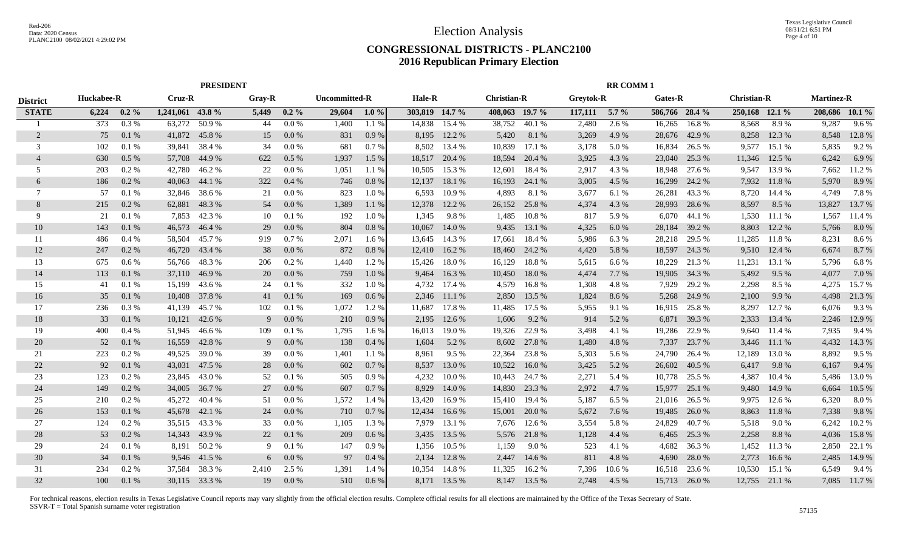# Election Analysis

## CONGRESSIONAL DISTRICTS - PLANC2100
## 2016 Republican Primary Election

| District | PRESIDENT | | | | | | | | RR COMM 1 | | | | | | | | | | | |
|---|---|---|---|---|---|---|---|---|---|---|---|---|---|---|---|---|---|---|---|---|
| | Huckabee-R | | Cruz-R | | Gray-R | | Uncommitted-R | | Hale-R | | Christian-R | | Greytok-R | | Gates-R | | Christian-R | | Martinez-R | |
| **STATE** | **6,224** | **0.2 %** | **1,241,061** | **43.8 %** | **5,449** | **0.2 %** | **29,604** | **1.0 %** | **303,819** | **14.7 %** | **408,063** | **19.7 %** | **117,111** | **5.7 %** | **586,766** | **28.4 %** | **250,168** | **12.1 %** | **208,686** | **10.1 %** |
| 1 | 373 | 0.3 % | 63,272 | 50.9 % | 44 | 0.0 % | 1,400 | 1.1 % | 14,838 | 15.4 % | 38,752 | 40.1 % | 2,480 | 2.6 % | 16,265 | 16.8 % | 8,568 | 8.9 % | 9,287 | 9.6 % |
| 2 | 75 | 0.1 % | 41,872 | 45.8 % | 15 | 0.0 % | 831 | 0.9 % | 8,195 | 12.2 % | 5,420 | 8.1 % | 3,269 | 4.9 % | 28,676 | 42.9 % | 8,258 | 12.3 % | 8,548 | 12.8 % |
| 3 | 102 | 0.1 % | 39,841 | 38.4 % | 34 | 0.0 % | 681 | 0.7 % | 8,502 | 13.4 % | 10,839 | 17.1 % | 3,178 | 5.0 % | 16,834 | 26.5 % | 9,577 | 15.1 % | 5,835 | 9.2 % |
| 4 | 630 | 0.5 % | 57,708 | 44.9 % | 622 | 0.5 % | 1,937 | 1.5 % | 18,517 | 20.4 % | 18,594 | 20.4 % | 3,925 | 4.3 % | 23,040 | 25.3 % | 11,346 | 12.5 % | 6,242 | 6.9 % |
| 5 | 203 | 0.2 % | 42,780 | 46.2 % | 22 | 0.0 % | 1,051 | 1.1 % | 10,505 | 15.3 % | 12,601 | 18.4 % | 2,917 | 4.3 % | 18,948 | 27.6 % | 9,547 | 13.9 % | 7,662 | 11.2 % |
| 6 | 186 | 0.2 % | 40,063 | 44.1 % | 322 | 0.4 % | 746 | 0.8 % | 12,137 | 18.1 % | 16,193 | 24.1 % | 3,005 | 4.5 % | 16,299 | 24.2 % | 7,932 | 11.8 % | 5,970 | 8.9 % |
| 7 | 57 | 0.1 % | 32,846 | 38.6 % | 21 | 0.0 % | 823 | 1.0 % | 6,593 | 10.9 % | 4,893 | 8.1 % | 3,677 | 6.1 % | 26,281 | 43.3 % | 8,720 | 14.4 % | 4,749 | 7.8 % |
| 8 | 215 | 0.2 % | 62,881 | 48.3 % | 54 | 0.0 % | 1,389 | 1.1 % | 12,378 | 12.2 % | 26,152 | 25.8 % | 4,374 | 4.3 % | 28,993 | 28.6 % | 8,597 | 8.5 % | 13,827 | 13.7 % |
| 9 | 21 | 0.1 % | 7,853 | 42.3 % | 10 | 0.1 % | 192 | 1.0 % | 1,345 | 9.8 % | 1,485 | 10.8 % | 817 | 5.9 % | 6,070 | 44.1 % | 1,530 | 11.1 % | 1,567 | 11.4 % |
| 10 | 143 | 0.1 % | 46,573 | 46.4 % | 29 | 0.0 % | 804 | 0.8 % | 10,067 | 14.0 % | 9,435 | 13.1 % | 4,325 | 6.0 % | 28,184 | 39.2 % | 8,803 | 12.2 % | 5,766 | 8.0 % |
| 11 | 486 | 0.4 % | 58,504 | 45.7 % | 919 | 0.7 % | 2,071 | 1.6 % | 13,645 | 14.3 % | 17,661 | 18.4 % | 5,986 | 6.3 % | 28,218 | 29.5 % | 11,285 | 11.8 % | 8,231 | 8.6 % |
| 12 | 247 | 0.2 % | 46,720 | 43.4 % | 38 | 0.0 % | 872 | 0.8 % | 12,410 | 16.2 % | 18,460 | 24.2 % | 4,420 | 5.8 % | 18,597 | 24.3 % | 9,510 | 12.4 % | 6,674 | 8.7 % |
| 13 | 675 | 0.6 % | 56,766 | 48.3 % | 206 | 0.2 % | 1,440 | 1.2 % | 15,426 | 18.0 % | 16,129 | 18.8 % | 5,615 | 6.6 % | 18,229 | 21.3 % | 11,231 | 13.1 % | 5,796 | 6.8 % |
| 14 | 113 | 0.1 % | 37,110 | 46.9 % | 20 | 0.0 % | 759 | 1.0 % | 9,464 | 16.3 % | 10,450 | 18.0 % | 4,474 | 7.7 % | 19,905 | 34.3 % | 5,492 | 9.5 % | 4,077 | 7.0 % |
| 15 | 41 | 0.1 % | 15,199 | 43.6 % | 24 | 0.1 % | 332 | 1.0 % | 4,732 | 17.4 % | 4,579 | 16.8 % | 1,308 | 4.8 % | 7,929 | 29.2 % | 2,298 | 8.5 % | 4,275 | 15.7 % |
| 16 | 35 | 0.1 % | 10,408 | 37.8 % | 41 | 0.1 % | 169 | 0.6 % | 2,346 | 11.1 % | 2,850 | 13.5 % | 1,824 | 8.6 % | 5,268 | 24.9 % | 2,100 | 9.9 % | 4,498 | 21.3 % |
| 17 | 236 | 0.3 % | 41,139 | 45.7 % | 102 | 0.1 % | 1,072 | 1.2 % | 11,687 | 17.8 % | 11,485 | 17.5 % | 5,955 | 9.1 % | 16,915 | 25.8 % | 8,297 | 12.7 % | 6,076 | 9.3 % |
| 18 | 33 | 0.1 % | 10,121 | 42.6 % | 9 | 0.0 % | 210 | 0.9 % | 2,195 | 12.6 % | 1,606 | 9.2 % | 914 | 5.2 % | 6,871 | 39.3 % | 2,333 | 13.4 % | 2,246 | 12.9 % |
| 19 | 400 | 0.4 % | 51,945 | 46.6 % | 109 | 0.1 % | 1,795 | 1.6 % | 16,013 | 19.0 % | 19,326 | 22.9 % | 3,498 | 4.1 % | 19,286 | 22.9 % | 9,640 | 11.4 % | 7,935 | 9.4 % |
| 20 | 52 | 0.1 % | 16,559 | 42.8 % | 9 | 0.0 % | 138 | 0.4 % | 1,604 | 5.2 % | 8,602 | 27.8 % | 1,480 | 4.8 % | 7,337 | 23.7 % | 3,446 | 11.1 % | 4,432 | 14.3 % |
| 21 | 223 | 0.2 % | 49,525 | 39.0 % | 39 | 0.0 % | 1,401 | 1.1 % | 8,961 | 9.5 % | 22,364 | 23.8 % | 5,303 | 5.6 % | 24,790 | 26.4 % | 12,189 | 13.0 % | 8,892 | 9.5 % |
| 22 | 92 | 0.1 % | 43,031 | 47.5 % | 28 | 0.0 % | 602 | 0.7 % | 8,537 | 13.0 % | 10,522 | 16.0 % | 3,425 | 5.2 % | 26,602 | 40.5 % | 6,417 | 9.8 % | 6,167 | 9.4 % |
| 23 | 123 | 0.2 % | 23,845 | 43.0 % | 52 | 0.1 % | 505 | 0.9 % | 4,232 | 10.0 % | 10,443 | 24.7 % | 2,271 | 5.4 % | 10,778 | 25.5 % | 4,387 | 10.4 % | 5,486 | 13.0 % |
| 24 | 149 | 0.2 % | 34,005 | 36.7 % | 27 | 0.0 % | 607 | 0.7 % | 8,929 | 14.0 % | 14,830 | 23.3 % | 2,972 | 4.7 % | 15,977 | 25.1 % | 9,480 | 14.9 % | 6,664 | 10.5 % |
| 25 | 210 | 0.2 % | 45,272 | 40.4 % | 51 | 0.0 % | 1,572 | 1.4 % | 13,420 | 16.9 % | 15,410 | 19.4 % | 5,187 | 6.5 % | 21,016 | 26.5 % | 9,975 | 12.6 % | 6,320 | 8.0 % |
| 26 | 153 | 0.1 % | 45,678 | 42.1 % | 24 | 0.0 % | 710 | 0.7 % | 12,434 | 16.6 % | 15,001 | 20.0 % | 5,672 | 7.6 % | 19,485 | 26.0 % | 8,863 | 11.8 % | 7,338 | 9.8 % |
| 27 | 124 | 0.2 % | 35,515 | 43.3 % | 33 | 0.0 % | 1,105 | 1.3 % | 7,979 | 13.1 % | 7,676 | 12.6 % | 3,554 | 5.8 % | 24,829 | 40.7 % | 5,518 | 9.0 % | 6,242 | 10.2 % |
| 28 | 53 | 0.2 % | 14,343 | 43.9 % | 22 | 0.1 % | 209 | 0.6 % | 3,435 | 13.5 % | 5,576 | 21.8 % | 1,128 | 4.4 % | 6,465 | 25.3 % | 2,258 | 8.8 % | 4,036 | 15.8 % |
| 29 | 24 | 0.1 % | 8,191 | 50.2 % | 9 | 0.1 % | 147 | 0.9 % | 1,356 | 10.5 % | 1,159 | 9.0 % | 523 | 4.1 % | 4,682 | 36.3 % | 1,452 | 11.3 % | 2,850 | 22.1 % |
| 30 | 34 | 0.1 % | 9,546 | 41.5 % | 6 | 0.0 % | 97 | 0.4 % | 2,134 | 12.8 % | 2,447 | 14.6 % | 811 | 4.8 % | 4,690 | 28.0 % | 2,773 | 16.6 % | 2,485 | 14.9 % |
| 31 | 234 | 0.2 % | 37,584 | 38.3 % | 2,410 | 2.5 % | 1,391 | 1.4 % | 10,354 | 14.8 % | 11,325 | 16.2 % | 7,396 | 10.6 % | 16,518 | 23.6 % | 10,530 | 15.1 % | 6,549 | 9.4 % |
| 32 | 100 | 0.1 % | 30,115 | 33.3 % | 19 | 0.0 % | 510 | 0.6 % | 8,171 | 13.5 % | 8,147 | 13.5 % | 2,748 | 4.5 % | 15,713 | 26.0 % | 12,755 | 21.1 % | 7,085 | 11.7 % |

For technical reasons, election results in Texas Legislative Council reports may vary slightly from the official election results. Complete official results for all elections are maintained by the Office of the Texas Secretary of State.
SSVR-T = Total Spanish surname voter registration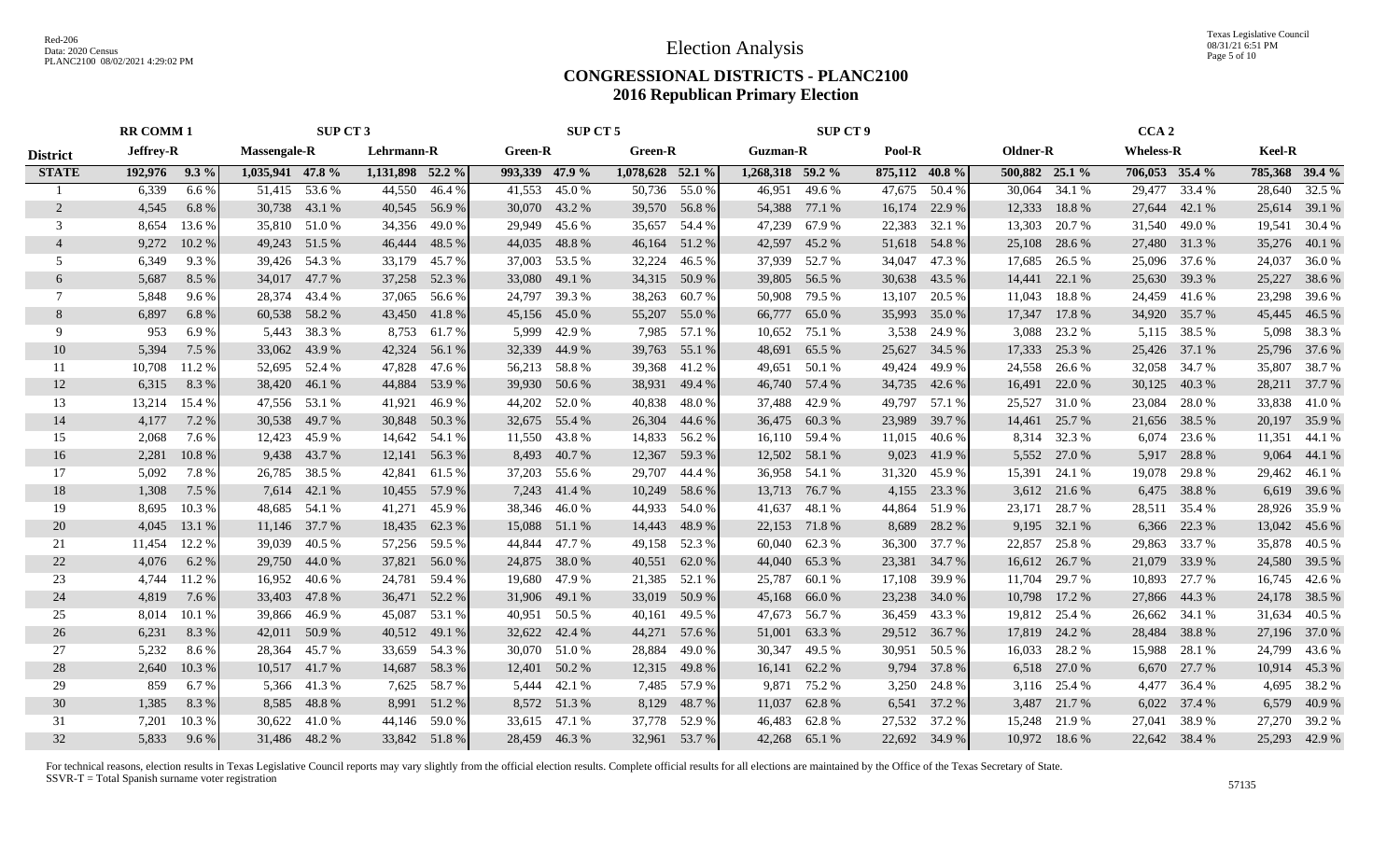Red-206
Data: 2020 Census
PLANC2100 08/02/2021 4:29:02 PM

# Election Analysis

## CONGRESSIONAL DISTRICTS - PLANC2100
## 2016 Republican Primary Election

| | RR COMM 1 | | SUP CT 3 | | | | SUP CT 5 | | | | SUP CT 9 | | | | CCA 2 | | | | | |
|---|---|---|---|---|---|---|---|---|---|---|---|---|---|---|---|---|---|---|---|---|
| **District** | **Jeffrey-R** | | **Massengale-R** | | **Lehrmann-R** | | **Green-R** | | **Green-R** | | **Guzman-R** | | **Pool-R** | | **Oldner-R** | | **Wheless-R** | | **Keel-R** | |
| **STATE** | **192,976** | **9.3 %** | **1,035,941** | **47.8 %** | **1,131,898** | **52.2 %** | **993,339** | **47.9 %** | **1,078,628** | **52.1 %** | **1,268,318** | **59.2 %** | **875,112** | **40.8 %** | **500,882** | **25.1 %** | **706,053** | **35.4 %** | **785,368** | **39.4 %** |
| 1 | 6,339 | 6.6 % | 51,415 | 53.6 % | 44,550 | 46.4 % | 41,553 | 45.0 % | 50,736 | 55.0 % | 46,951 | 49.6 % | 47,675 | 50.4 % | 30,064 | 34.1 % | 29,477 | 33.4 % | 28,640 | 32.5 % |
| 2 | 4,545 | 6.8 % | 30,738 | 43.1 % | 40,545 | 56.9 % | 30,070 | 43.2 % | 39,570 | 56.8 % | 54,388 | 77.1 % | 16,174 | 22.9 % | 12,333 | 18.8 % | 27,644 | 42.1 % | 25,614 | 39.1 % |
| 3 | 8,654 | 13.6 % | 35,810 | 51.0 % | 34,356 | 49.0 % | 29,949 | 45.6 % | 35,657 | 54.4 % | 47,239 | 67.9 % | 22,383 | 32.1 % | 13,303 | 20.7 % | 31,540 | 49.0 % | 19,541 | 30.4 % |
| 4 | 9,272 | 10.2 % | 49,243 | 51.5 % | 46,444 | 48.5 % | 44,035 | 48.8 % | 46,164 | 51.2 % | 42,597 | 45.2 % | 51,618 | 54.8 % | 25,108 | 28.6 % | 27,480 | 31.3 % | 35,276 | 40.1 % |
| 5 | 6,349 | 9.3 % | 39,426 | 54.3 % | 33,179 | 45.7 % | 37,003 | 53.5 % | 32,224 | 46.5 % | 37,939 | 52.7 % | 34,047 | 47.3 % | 17,685 | 26.5 % | 25,096 | 37.6 % | 24,037 | 36.0 % |
| 6 | 5,687 | 8.5 % | 34,017 | 47.7 % | 37,258 | 52.3 % | 33,080 | 49.1 % | 34,315 | 50.9 % | 39,805 | 56.5 % | 30,638 | 43.5 % | 14,441 | 22.1 % | 25,630 | 39.3 % | 25,227 | 38.6 % |
| 7 | 5,848 | 9.6 % | 28,374 | 43.4 % | 37,065 | 56.6 % | 24,797 | 39.3 % | 38,263 | 60.7 % | 50,908 | 79.5 % | 13,107 | 20.5 % | 11,043 | 18.8 % | 24,459 | 41.6 % | 23,298 | 39.6 % |
| 8 | 6,897 | 6.8 % | 60,538 | 58.2 % | 43,450 | 41.8 % | 45,156 | 45.0 % | 55,207 | 55.0 % | 66,777 | 65.0 % | 35,993 | 35.0 % | 17,347 | 17.8 % | 34,920 | 35.7 % | 45,445 | 46.5 % |
| 9 | 953 | 6.9 % | 5,443 | 38.3 % | 8,753 | 61.7 % | 5,999 | 42.9 % | 7,985 | 57.1 % | 10,652 | 75.1 % | 3,538 | 24.9 % | 3,088 | 23.2 % | 5,115 | 38.5 % | 5,098 | 38.3 % |
| 10 | 5,394 | 7.5 % | 33,062 | 43.9 % | 42,324 | 56.1 % | 32,339 | 44.9 % | 39,763 | 55.1 % | 48,691 | 65.5 % | 25,627 | 34.5 % | 17,333 | 25.3 % | 25,426 | 37.1 % | 25,796 | 37.6 % |
| 11 | 10,708 | 11.2 % | 52,695 | 52.4 % | 47,828 | 47.6 % | 56,213 | 58.8 % | 39,368 | 41.2 % | 49,651 | 50.1 % | 49,424 | 49.9 % | 24,558 | 26.6 % | 32,058 | 34.7 % | 35,807 | 38.7 % |
| 12 | 6,315 | 8.3 % | 38,420 | 46.1 % | 44,884 | 53.9 % | 39,930 | 50.6 % | 38,931 | 49.4 % | 46,740 | 57.4 % | 34,735 | 42.6 % | 16,491 | 22.0 % | 30,125 | 40.3 % | 28,211 | 37.7 % |
| 13 | 13,214 | 15.4 % | 47,556 | 53.1 % | 41,921 | 46.9 % | 44,202 | 52.0 % | 40,838 | 48.0 % | 37,488 | 42.9 % | 49,797 | 57.1 % | 25,527 | 31.0 % | 23,084 | 28.0 % | 33,838 | 41.0 % |
| 14 | 4,177 | 7.2 % | 30,538 | 49.7 % | 30,848 | 50.3 % | 32,675 | 55.4 % | 26,304 | 44.6 % | 36,475 | 60.3 % | 23,989 | 39.7 % | 14,461 | 25.7 % | 21,656 | 38.5 % | 20,197 | 35.9 % |
| 15 | 2,068 | 7.6 % | 12,423 | 45.9 % | 14,642 | 54.1 % | 11,550 | 43.8 % | 14,833 | 56.2 % | 16,110 | 59.4 % | 11,015 | 40.6 % | 8,314 | 32.3 % | 6,074 | 23.6 % | 11,351 | 44.1 % |
| 16 | 2,281 | 10.8 % | 9,438 | 43.7 % | 12,141 | 56.3 % | 8,493 | 40.7 % | 12,367 | 59.3 % | 12,502 | 58.1 % | 9,023 | 41.9 % | 5,552 | 27.0 % | 5,917 | 28.8 % | 9,064 | 44.1 % |
| 17 | 5,092 | 7.8 % | 26,785 | 38.5 % | 42,841 | 61.5 % | 37,203 | 55.6 % | 29,707 | 44.4 % | 36,958 | 54.1 % | 31,320 | 45.9 % | 15,391 | 24.1 % | 19,078 | 29.8 % | 29,462 | 46.1 % |
| 18 | 1,308 | 7.5 % | 7,614 | 42.1 % | 10,455 | 57.9 % | 7,243 | 41.4 % | 10,249 | 58.6 % | 13,713 | 76.7 % | 4,155 | 23.3 % | 3,612 | 21.6 % | 6,475 | 38.8 % | 6,619 | 39.6 % |
| 19 | 8,695 | 10.3 % | 48,685 | 54.1 % | 41,271 | 45.9 % | 38,346 | 46.0 % | 44,933 | 54.0 % | 41,637 | 48.1 % | 44,864 | 51.9 % | 23,171 | 28.7 % | 28,511 | 35.4 % | 28,926 | 35.9 % |
| 20 | 4,045 | 13.1 % | 11,146 | 37.7 % | 18,435 | 62.3 % | 15,088 | 51.1 % | 14,443 | 48.9 % | 22,153 | 71.8 % | 8,689 | 28.2 % | 9,195 | 32.1 % | 6,366 | 22.3 % | 13,042 | 45.6 % |
| 21 | 11,454 | 12.2 % | 39,039 | 40.5 % | 57,256 | 59.5 % | 44,844 | 47.7 % | 49,158 | 52.3 % | 60,040 | 62.3 % | 36,300 | 37.7 % | 22,857 | 25.8 % | 29,863 | 33.7 % | 35,878 | 40.5 % |
| 22 | 4,076 | 6.2 % | 29,750 | 44.0 % | 37,821 | 56.0 % | 24,875 | 38.0 % | 40,551 | 62.0 % | 44,040 | 65.3 % | 23,381 | 34.7 % | 16,612 | 26.7 % | 21,079 | 33.9 % | 24,580 | 39.5 % |
| 23 | 4,744 | 11.2 % | 16,952 | 40.6 % | 24,781 | 59.4 % | 19,680 | 47.9 % | 21,385 | 52.1 % | 25,787 | 60.1 % | 17,108 | 39.9 % | 11,704 | 29.7 % | 10,893 | 27.7 % | 16,745 | 42.6 % |
| 24 | 4,819 | 7.6 % | 33,403 | 47.8 % | 36,471 | 52.2 % | 31,906 | 49.1 % | 33,019 | 50.9 % | 45,168 | 66.0 % | 23,238 | 34.0 % | 10,798 | 17.2 % | 27,866 | 44.3 % | 24,178 | 38.5 % |
| 25 | 8,014 | 10.1 % | 39,866 | 46.9 % | 45,087 | 53.1 % | 40,951 | 50.5 % | 40,161 | 49.5 % | 47,673 | 56.7 % | 36,459 | 43.3 % | 19,812 | 25.4 % | 26,662 | 34.1 % | 31,634 | 40.5 % |
| 26 | 6,231 | 8.3 % | 42,011 | 50.9 % | 40,512 | 49.1 % | 32,622 | 42.4 % | 44,271 | 57.6 % | 51,001 | 63.3 % | 29,512 | 36.7 % | 17,819 | 24.2 % | 28,484 | 38.8 % | 27,196 | 37.0 % |
| 27 | 5,232 | 8.6 % | 28,364 | 45.7 % | 33,659 | 54.3 % | 30,070 | 51.0 % | 28,884 | 49.0 % | 30,347 | 49.5 % | 30,951 | 50.5 % | 16,033 | 28.2 % | 15,988 | 28.1 % | 24,799 | 43.6 % |
| 28 | 2,640 | 10.3 % | 10,517 | 41.7 % | 14,687 | 58.3 % | 12,401 | 50.2 % | 12,315 | 49.8 % | 16,141 | 62.2 % | 9,794 | 37.8 % | 6,518 | 27.0 % | 6,670 | 27.7 % | 10,914 | 45.3 % |
| 29 | 859 | 6.7 % | 5,366 | 41.3 % | 7,625 | 58.7 % | 5,444 | 42.1 % | 7,485 | 57.9 % | 9,871 | 75.2 % | 3,250 | 24.8 % | 3,116 | 25.4 % | 4,477 | 36.4 % | 4,695 | 38.2 % |
| 30 | 1,385 | 8.3 % | 8,585 | 48.8 % | 8,991 | 51.2 % | 8,572 | 51.3 % | 8,129 | 48.7 % | 11,037 | 62.8 % | 6,541 | 37.2 % | 3,487 | 21.7 % | 6,022 | 37.4 % | 6,579 | 40.9 % |
| 31 | 7,201 | 10.3 % | 30,622 | 41.0 % | 44,146 | 59.0 % | 33,615 | 47.1 % | 37,778 | 52.9 % | 46,483 | 62.8 % | 27,532 | 37.2 % | 15,248 | 21.9 % | 27,041 | 38.9 % | 27,270 | 39.2 % |
| 32 | 5,833 | 9.6 % | 31,486 | 48.2 % | 33,842 | 51.8 % | 28,459 | 46.3 % | 32,961 | 53.7 % | 42,268 | 65.1 % | 22,692 | 34.9 % | 10,972 | 18.6 % | 22,642 | 38.4 % | 25,293 | 42.9 % |

For technical reasons, election results in Texas Legislative Council reports may vary slightly from the official election results. Complete official results for all elections are maintained by the Office of the Texas Secretary of State.
SSVR-T = Total Spanish surname voter registration

57135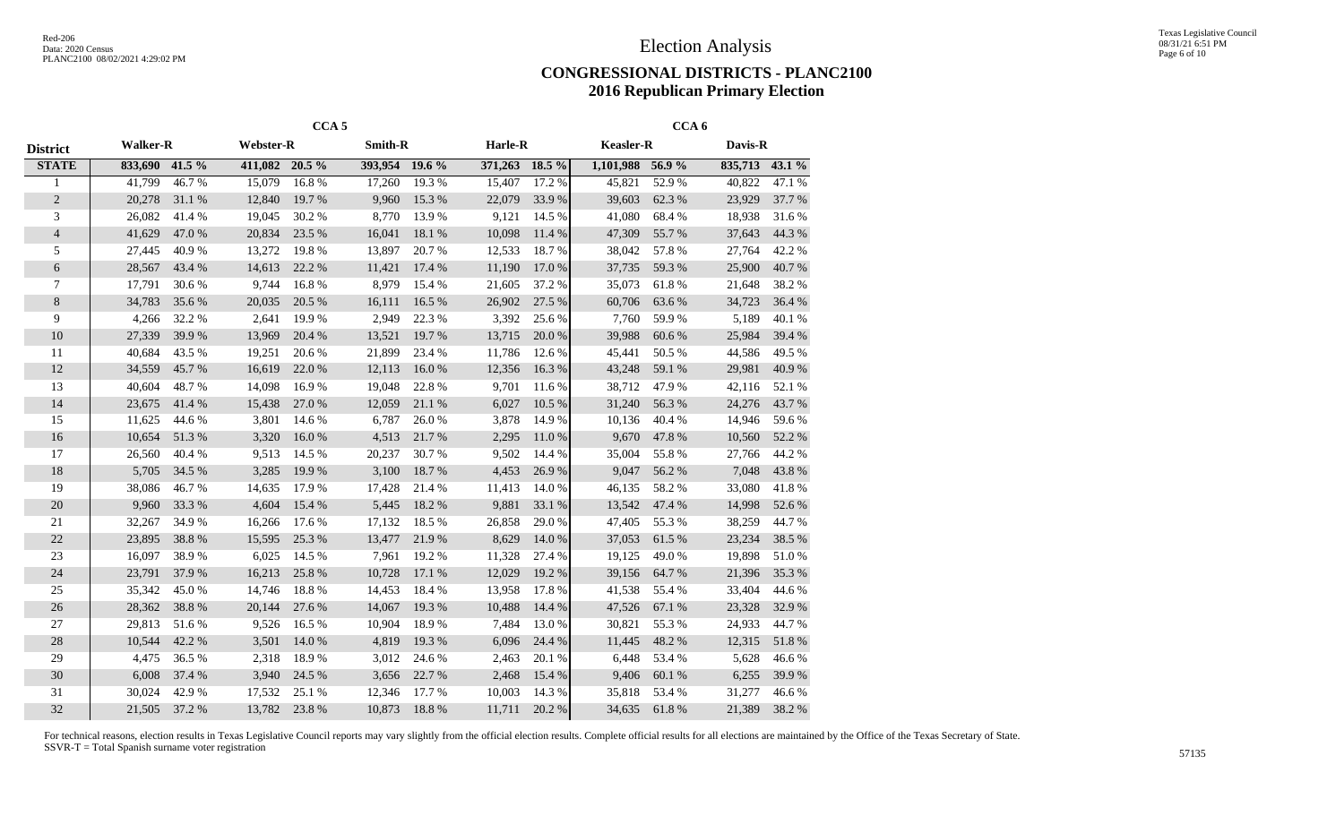# Election Analysis

## CONGRESSIONAL DISTRICTS - PLANC2100
## 2016 Republican Primary Election

| District | CCA 5 | | | | | | | | CCA 6 | | | |
|---|---|---|---|---|---|---|---|---|---|---|---|---|
| | Walker-R | | Webster-R | | Smith-R | | Harle-R | | Keasler-R | | Davis-R | |
| STATE | 833,690 | 41.5 % | 411,082 | 20.5 % | 393,954 | 19.6 % | 371,263 | 18.5 % | 1,101,988 | 56.9 % | 835,713 | 43.1 % |
| 1 | 41,799 | 46.7 % | 15,079 | 16.8 % | 17,260 | 19.3 % | 15,407 | 17.2 % | 45,821 | 52.9 % | 40,822 | 47.1 % |
| 2 | 20,278 | 31.1 % | 12,840 | 19.7 % | 9,960 | 15.3 % | 22,079 | 33.9 % | 39,603 | 62.3 % | 23,929 | 37.7 % |
| 3 | 26,082 | 41.4 % | 19,045 | 30.2 % | 8,770 | 13.9 % | 9,121 | 14.5 % | 41,080 | 68.4 % | 18,938 | 31.6 % |
| 4 | 41,629 | 47.0 % | 20,834 | 23.5 % | 16,041 | 18.1 % | 10,098 | 11.4 % | 47,309 | 55.7 % | 37,643 | 44.3 % |
| 5 | 27,445 | 40.9 % | 13,272 | 19.8 % | 13,897 | 20.7 % | 12,533 | 18.7 % | 38,042 | 57.8 % | 27,764 | 42.2 % |
| 6 | 28,567 | 43.4 % | 14,613 | 22.2 % | 11,421 | 17.4 % | 11,190 | 17.0 % | 37,735 | 59.3 % | 25,900 | 40.7 % |
| 7 | 17,791 | 30.6 % | 9,744 | 16.8 % | 8,979 | 15.4 % | 21,605 | 37.2 % | 35,073 | 61.8 % | 21,648 | 38.2 % |
| 8 | 34,783 | 35.6 % | 20,035 | 20.5 % | 16,111 | 16.5 % | 26,902 | 27.5 % | 60,706 | 63.6 % | 34,723 | 36.4 % |
| 9 | 4,266 | 32.2 % | 2,641 | 19.9 % | 2,949 | 22.3 % | 3,392 | 25.6 % | 7,760 | 59.9 % | 5,189 | 40.1 % |
| 10 | 27,339 | 39.9 % | 13,969 | 20.4 % | 13,521 | 19.7 % | 13,715 | 20.0 % | 39,988 | 60.6 % | 25,984 | 39.4 % |
| 11 | 40,684 | 43.5 % | 19,251 | 20.6 % | 21,899 | 23.4 % | 11,786 | 12.6 % | 45,441 | 50.5 % | 44,586 | 49.5 % |
| 12 | 34,559 | 45.7 % | 16,619 | 22.0 % | 12,113 | 16.0 % | 12,356 | 16.3 % | 43,248 | 59.1 % | 29,981 | 40.9 % |
| 13 | 40,604 | 48.7 % | 14,098 | 16.9 % | 19,048 | 22.8 % | 9,701 | 11.6 % | 38,712 | 47.9 % | 42,116 | 52.1 % |
| 14 | 23,675 | 41.4 % | 15,438 | 27.0 % | 12,059 | 21.1 % | 6,027 | 10.5 % | 31,240 | 56.3 % | 24,276 | 43.7 % |
| 15 | 11,625 | 44.6 % | 3,801 | 14.6 % | 6,787 | 26.0 % | 3,878 | 14.9 % | 10,136 | 40.4 % | 14,946 | 59.6 % |
| 16 | 10,654 | 51.3 % | 3,320 | 16.0 % | 4,513 | 21.7 % | 2,295 | 11.0 % | 9,670 | 47.8 % | 10,560 | 52.2 % |
| 17 | 26,560 | 40.4 % | 9,513 | 14.5 % | 20,237 | 30.7 % | 9,502 | 14.4 % | 35,004 | 55.8 % | 27,766 | 44.2 % |
| 18 | 5,705 | 34.5 % | 3,285 | 19.9 % | 3,100 | 18.7 % | 4,453 | 26.9 % | 9,047 | 56.2 % | 7,048 | 43.8 % |
| 19 | 38,086 | 46.7 % | 14,635 | 17.9 % | 17,428 | 21.4 % | 11,413 | 14.0 % | 46,135 | 58.2 % | 33,080 | 41.8 % |
| 20 | 9,960 | 33.3 % | 4,604 | 15.4 % | 5,445 | 18.2 % | 9,881 | 33.1 % | 13,542 | 47.4 % | 14,998 | 52.6 % |
| 21 | 32,267 | 34.9 % | 16,266 | 17.6 % | 17,132 | 18.5 % | 26,858 | 29.0 % | 47,405 | 55.3 % | 38,259 | 44.7 % |
| 22 | 23,895 | 38.8 % | 15,595 | 25.3 % | 13,477 | 21.9 % | 8,629 | 14.0 % | 37,053 | 61.5 % | 23,234 | 38.5 % |
| 23 | 16,097 | 38.9 % | 6,025 | 14.5 % | 7,961 | 19.2 % | 11,328 | 27.4 % | 19,125 | 49.0 % | 19,898 | 51.0 % |
| 24 | 23,791 | 37.9 % | 16,213 | 25.8 % | 10,728 | 17.1 % | 12,029 | 19.2 % | 39,156 | 64.7 % | 21,396 | 35.3 % |
| 25 | 35,342 | 45.0 % | 14,746 | 18.8 % | 14,453 | 18.4 % | 13,958 | 17.8 % | 41,538 | 55.4 % | 33,404 | 44.6 % |
| 26 | 28,362 | 38.8 % | 20,144 | 27.6 % | 14,067 | 19.3 % | 10,488 | 14.4 % | 47,526 | 67.1 % | 23,328 | 32.9 % |
| 27 | 29,813 | 51.6 % | 9,526 | 16.5 % | 10,904 | 18.9 % | 7,484 | 13.0 % | 30,821 | 55.3 % | 24,933 | 44.7 % |
| 28 | 10,544 | 42.2 % | 3,501 | 14.0 % | 4,819 | 19.3 % | 6,096 | 24.4 % | 11,445 | 48.2 % | 12,315 | 51.8 % |
| 29 | 4,475 | 36.5 % | 2,318 | 18.9 % | 3,012 | 24.6 % | 2,463 | 20.1 % | 6,448 | 53.4 % | 5,628 | 46.6 % |
| 30 | 6,008 | 37.4 % | 3,940 | 24.5 % | 3,656 | 22.7 % | 2,468 | 15.4 % | 9,406 | 60.1 % | 6,255 | 39.9 % |
| 31 | 30,024 | 42.9 % | 17,532 | 25.1 % | 12,346 | 17.7 % | 10,003 | 14.3 % | 35,818 | 53.4 % | 31,277 | 46.6 % |
| 32 | 21,505 | 37.2 % | 13,782 | 23.8 % | 10,873 | 18.8 % | 11,711 | 20.2 % | 34,635 | 61.8 % | 21,389 | 38.2 % |

For technical reasons, election results in Texas Legislative Council reports may vary slightly from the official election results. Complete official results for all elections are maintained by the Office of the Texas Secretary of State.
SSVR-T = Total Spanish surname voter registration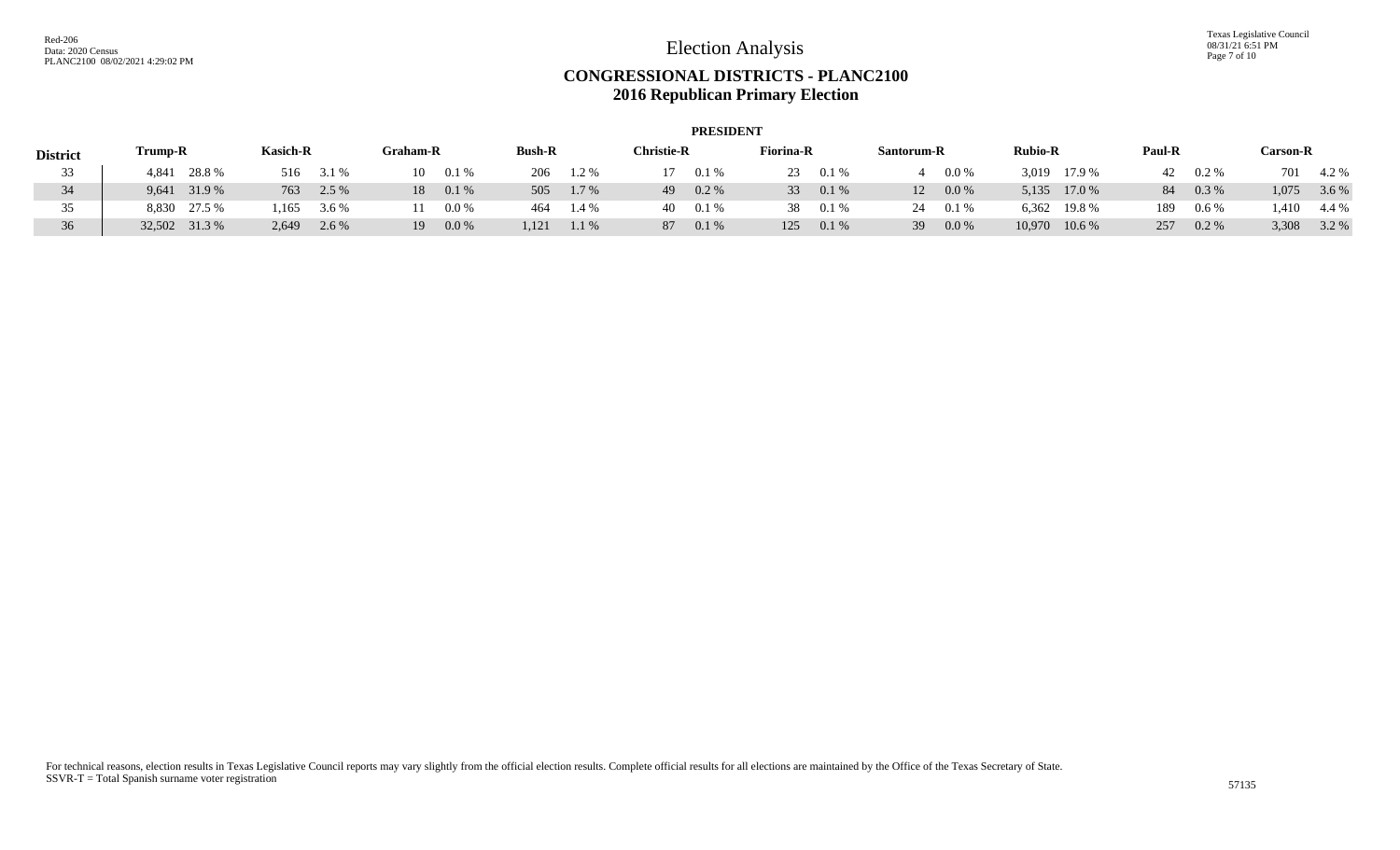# Election Analysis

## CONGRESSIONAL DISTRICTS - PLANC2100
## 2016 Republican Primary Election

**PRESIDENT**

| District | Trump-R | | Kasich-R | | Graham-R | | Bush-R | | Christie-R | | Fiorina-R | | Santorum-R | | Rubio-R | | Paul-R | | Carson-R | |
|---|---|---|---|---|---|---|---|---|---|---|---|---|---|---|---|---|---|---|---|---|
| 33 | 4,841 | 28.8 % | 516 | 3.1 % | 10 | 0.1 % | 206 | 1.2 % | 17 | 0.1 % | 23 | 0.1 % | 4 | 0.0 % | 3,019 | 17.9 % | 42 | 0.2 % | 701 | 4.2 % |
| 34 | 9,641 | 31.9 % | 763 | 2.5 % | 18 | 0.1 % | 505 | 1.7 % | 49 | 0.2 % | 33 | 0.1 % | 12 | 0.0 % | 5,135 | 17.0 % | 84 | 0.3 % | 1,075 | 3.6 % |
| 35 | 8,830 | 27.5 % | 1,165 | 3.6 % | 11 | 0.0 % | 464 | 1.4 % | 40 | 0.1 % | 38 | 0.1 % | 24 | 0.1 % | 6,362 | 19.8 % | 189 | 0.6 % | 1,410 | 4.4 % |
| 36 | 32,502 | 31.3 % | 2,649 | 2.6 % | 19 | 0.0 % | 1,121 | 1.1 % | 87 | 0.1 % | 125 | 0.1 % | 39 | 0.0 % | 10,970 | 10.6 % | 257 | 0.2 % | 3,308 | 3.2 % |

For technical reasons, election results in Texas Legislative Council reports may vary slightly from the official election results. Complete official results for all elections are maintained by the Office of the Texas Secretary of State.
SSVR-T = Total Spanish surname voter registration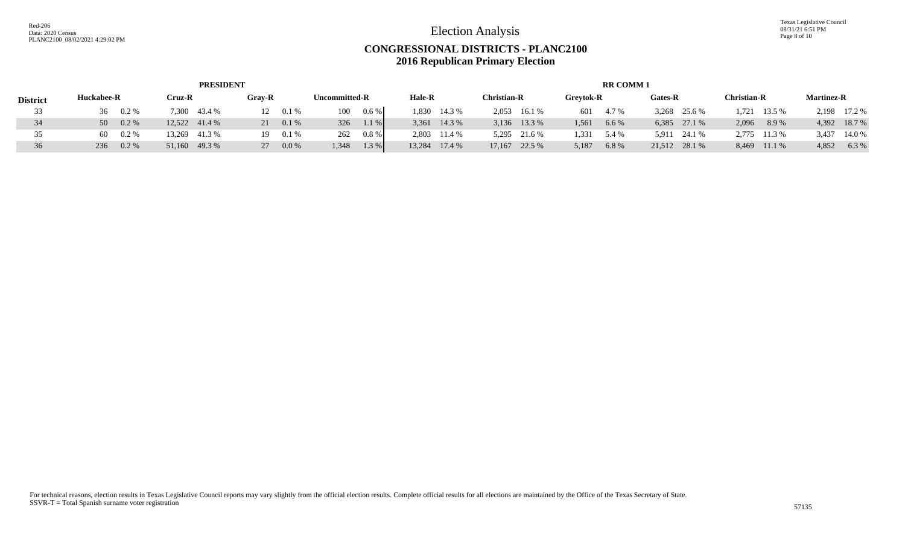Red-206
Data: 2020 Census
PLANC2100 08/02/2021 4:29:02 PM

# Election Analysis

## CONGRESSIONAL DISTRICTS - PLANC2100
## 2016 Republican Primary Election

| | PRESIDENT | | | | | | | | RR COMM 1 | | | | | | | | | | | |
|---|---|---|---|---|---|---|---|---|---|---|---|---|---|---|---|---|---|---|---|---|
| District | Huckabee-R | | Cruz-R | | Gray-R | | Uncommitted-R | | Hale-R | | Christian-R | | Greytok-R | | Gates-R | | Christian-R | | Martinez-R | |
| 33 | 36 | 0.2 % | 7,300 | 43.4 % | 12 | 0.1 % | 100 | 0.6 % | 1,830 | 14.3 % | 2,053 | 16.1 % | 601 | 4.7 % | 3,268 | 25.6 % | 1,721 | 13.5 % | 2,198 | 17.2 % |
| 34 | 50 | 0.2 % | 12,522 | 41.4 % | 21 | 0.1 % | 326 | 1.1 % | 3,361 | 14.3 % | 3,136 | 13.3 % | 1,561 | 6.6 % | 6,385 | 27.1 % | 2,096 | 8.9 % | 4,392 | 18.7 % |
| 35 | 60 | 0.2 % | 13,269 | 41.3 % | 19 | 0.1 % | 262 | 0.8 % | 2,803 | 11.4 % | 5,295 | 21.6 % | 1,331 | 5.4 % | 5,911 | 24.1 % | 2,775 | 11.3 % | 3,437 | 14.0 % |
| 36 | 236 | 0.2 % | 51,160 | 49.3 % | 27 | 0.0 % | 1,348 | 1.3 % | 13,284 | 17.4 % | 17,167 | 22.5 % | 5,187 | 6.8 % | 21,512 | 28.1 % | 8,469 | 11.1 % | 4,852 | 6.3 % |

For technical reasons, election results in Texas Legislative Council reports may vary slightly from the official election results. Complete official results for all elections are maintained by the Office of the Texas Secretary of State.
SSVR-T = Total Spanish surname voter registration

57135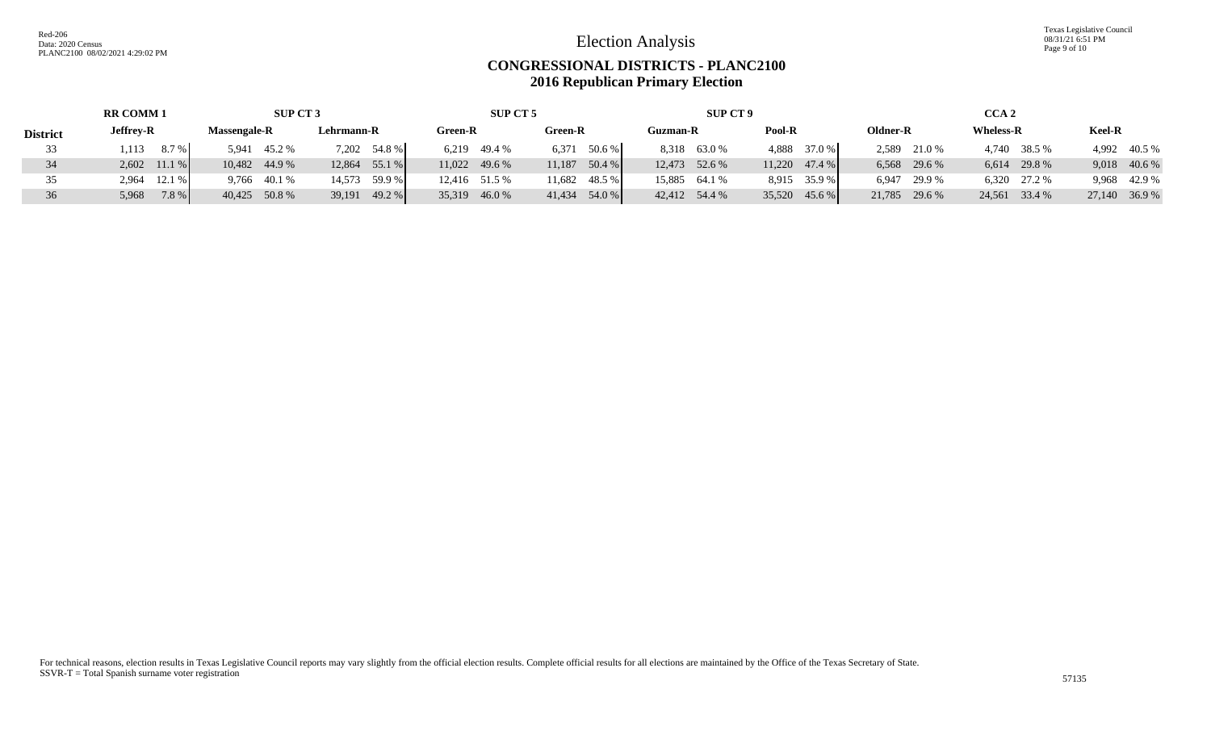# Election Analysis

## CONGRESSIONAL DISTRICTS - PLANC2100
## 2016 Republican Primary Election

| | RR COMM 1 | | SUP CT 3 | | | | SUP CT 5 | | | | SUP CT 9 | | | | CCA 2 | | | | | |
|---|---|---|---|---|---|---|---|---|---|---|---|---|---|---|---|---|---|---|---|---|
| **District** | **Jeffrey-R** | | **Massengale-R** | | **Lehrmann-R** | | **Green-R** | | **Green-R** | | **Guzman-R** | | **Pool-R** | | **Oldner-R** | | **Wheless-R** | | **Keel-R** | |
| 33 | 1,113 | 8.7 % | 5,941 | 45.2 % | 7,202 | 54.8 % | 6,219 | 49.4 % | 6,371 | 50.6 % | 8,318 | 63.0 % | 4,888 | 37.0 % | 2,589 | 21.0 % | 4,740 | 38.5 % | 4,992 | 40.5 % |
| 34 | 2,602 | 11.1 % | 10,482 | 44.9 % | 12,864 | 55.1 % | 11,022 | 49.6 % | 11,187 | 50.4 % | 12,473 | 52.6 % | 11,220 | 47.4 % | 6,568 | 29.6 % | 6,614 | 29.8 % | 9,018 | 40.6 % |
| 35 | 2,964 | 12.1 % | 9,766 | 40.1 % | 14,573 | 59.9 % | 12,416 | 51.5 % | 11,682 | 48.5 % | 15,885 | 64.1 % | 8,915 | 35.9 % | 6,947 | 29.9 % | 6,320 | 27.2 % | 9,968 | 42.9 % |
| 36 | 5,968 | 7.8 % | 40,425 | 50.8 % | 39,191 | 49.2 % | 35,319 | 46.0 % | 41,434 | 54.0 % | 42,412 | 54.4 % | 35,520 | 45.6 % | 21,785 | 29.6 % | 24,561 | 33.4 % | 27,140 | 36.9 % |

For technical reasons, election results in Texas Legislative Council reports may vary slightly from the official election results. Complete official results for all elections are maintained by the Office of the Texas Secretary of State.
SSVR-T = Total Spanish surname voter registration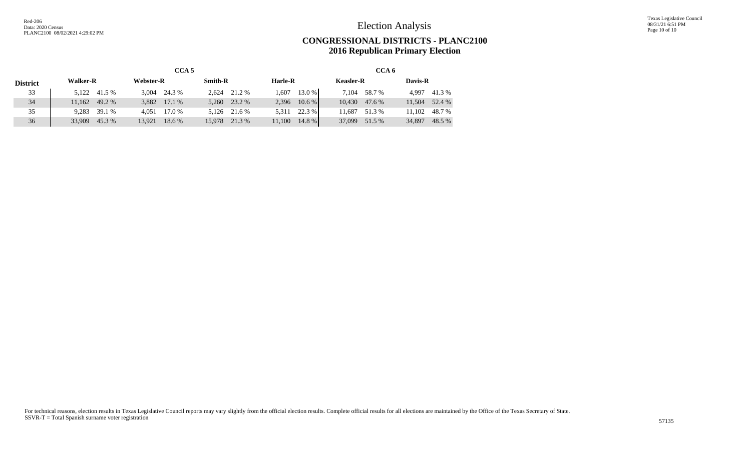# Election Analysis

## CONGRESSIONAL DISTRICTS - PLANC2100
## 2016 Republican Primary Election

| | CCA 5 | | | | | | | | CCA 6 | | | |
|---|---|---|---|---|---|---|---|---|---|---|---|---|
| **District** | **Walker-R** | | **Webster-R** | | **Smith-R** | | **Harle-R** | | **Keasler-R** | | **Davis-R** | |
| 33 | 5,122 | 41.5 % | 3,004 | 24.3 % | 2,624 | 21.2 % | 1,607 | 13.0 % | 7,104 | 58.7 % | 4,997 | 41.3 % |
| 34 | 11,162 | 49.2 % | 3,882 | 17.1 % | 5,260 | 23.2 % | 2,396 | 10.6 % | 10,430 | 47.6 % | 11,504 | 52.4 % |
| 35 | 9,283 | 39.1 % | 4,051 | 17.0 % | 5,126 | 21.6 % | 5,311 | 22.3 % | 11,687 | 51.3 % | 11,102 | 48.7 % |
| 36 | 33,909 | 45.3 % | 13,921 | 18.6 % | 15,978 | 21.3 % | 11,100 | 14.8 % | 37,099 | 51.5 % | 34,897 | 48.5 % |

For technical reasons, election results in Texas Legislative Council reports may vary slightly from the official election results. Complete official results for all elections are maintained by the Office of the Texas Secretary of State.
SSVR-T = Total Spanish surname voter registration